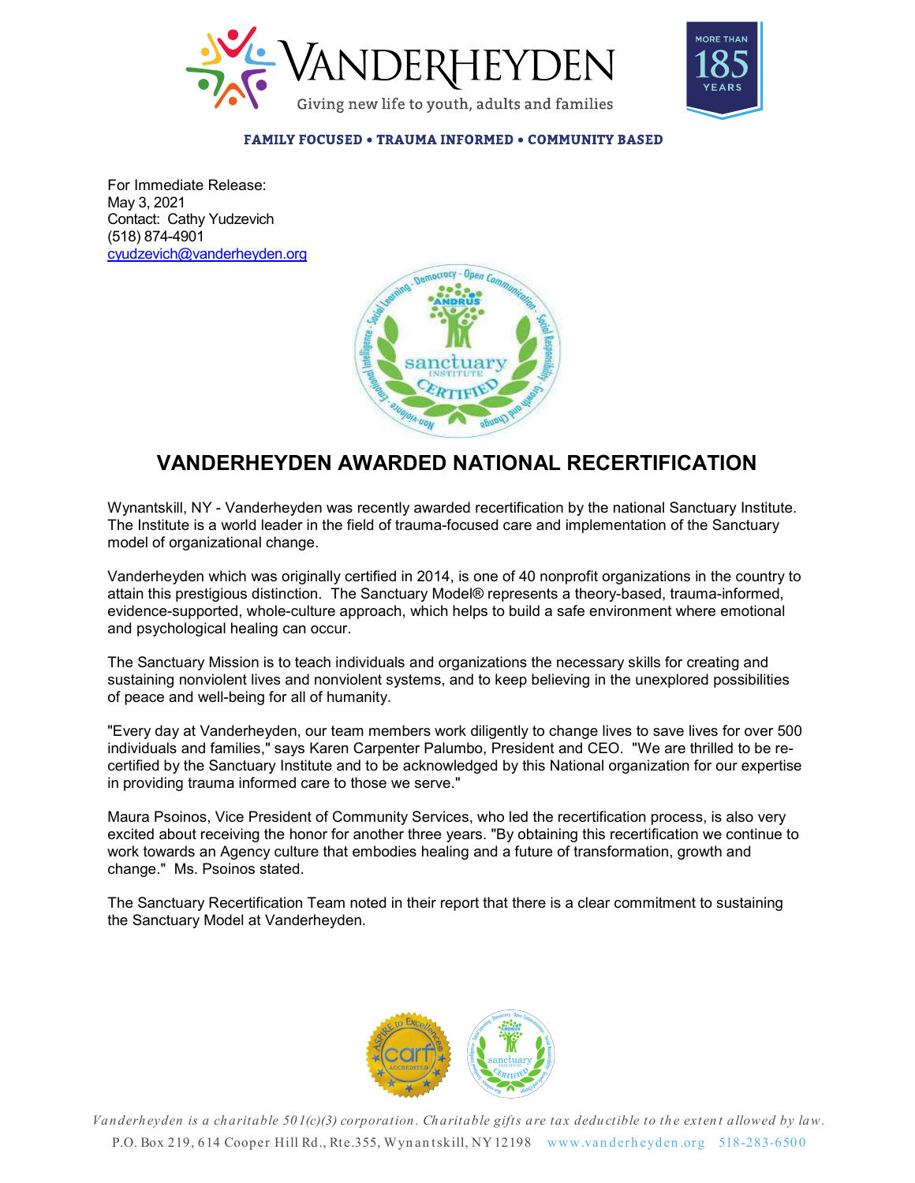VANDERHEYDEN

Giving new life to youth, adults and families

MORE THAN 185 YEARS

**FAMILY FOCUSED • TRAUMA INFORMED • COMMUNITY BASED**

For Immediate Release:
May 3, 2021
Contact: Cathy Yudzevich
(518) 874-4901
cyudzevich@vanderheyden.org

# VANDERHEYDEN AWARDED NATIONAL RECERTIFICATION

Wynantskill, NY - Vanderheyden was recently awarded recertification by the national Sanctuary Institute. The Institute is a world leader in the field of trauma-focused care and implementation of the Sanctuary model of organizational change.

Vanderheyden which was originally certified in 2014, is one of 40 nonprofit organizations in the country to attain this prestigious distinction. The Sanctuary Model® represents a theory-based, trauma-informed, evidence-supported, whole-culture approach, which helps to build a safe environment where emotional and psychological healing can occur.

The Sanctuary Mission is to teach individuals and organizations the necessary skills for creating and sustaining nonviolent lives and nonviolent systems, and to keep believing in the unexplored possibilities of peace and well-being for all of humanity.

"Every day at Vanderheyden, our team members work diligently to change lives to save lives for over 500 individuals and families," says Karen Carpenter Palumbo, President and CEO. "We are thrilled to be re-certified by the Sanctuary Institute and to be acknowledged by this National organization for our expertise in providing trauma informed care to those we serve."

Maura Psoinos, Vice President of Community Services, who led the recertification process, is also very excited about receiving the honor for another three years. "By obtaining this recertification we continue to work towards an Agency culture that embodies healing and a future of transformation, growth and change." Ms. Psoinos stated.

The Sanctuary Recertification Team noted in their report that there is a clear commitment to sustaining the Sanctuary Model at Vanderheyden.

*Vanderheyden is a charitable 501(c)(3) corporation. Charitable gifts are tax deductible to the extent allowed by law.*

P.O. Box 219, 614 Cooper Hill Rd., Rte.355, Wynantskill, NY 12198 www.vanderheyden.org 518-283-6500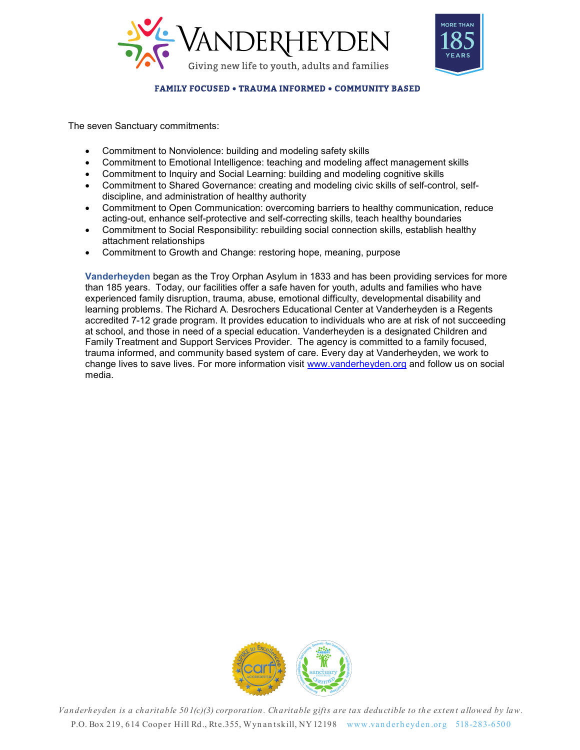The seven Sanctuary commitments:

- Commitment to Nonviolence: building and modeling safety skills
- Commitment to Emotional Intelligence: teaching and modeling affect management skills
- Commitment to Inquiry and Social Learning: building and modeling cognitive skills
- Commitment to Shared Governance: creating and modeling civic skills of self-control, self-discipline, and administration of healthy authority
- Commitment to Open Communication: overcoming barriers to healthy communication, reduce acting-out, enhance self-protective and self-correcting skills, teach healthy boundaries
- Commitment to Social Responsibility: rebuilding social connection skills, establish healthy attachment relationships
- Commitment to Growth and Change: restoring hope, meaning, purpose

**Vanderheyden** began as the Troy Orphan Asylum in 1833 and has been providing services for more than 185 years. Today, our facilities offer a safe haven for youth, adults and families who have experienced family disruption, trauma, abuse, emotional difficulty, developmental disability and learning problems. The Richard A. Desrochers Educational Center at Vanderheyden is a Regents accredited 7-12 grade program. It provides education to individuals who are at risk of not succeeding at school, and those in need of a special education. Vanderheyden is a designated Children and Family Treatment and Support Services Provider. The agency is committed to a family focused, trauma informed, and community based system of care. Every day at Vanderheyden, we work to change lives to save lives. For more information visit www.vanderheyden.org and follow us on social media.